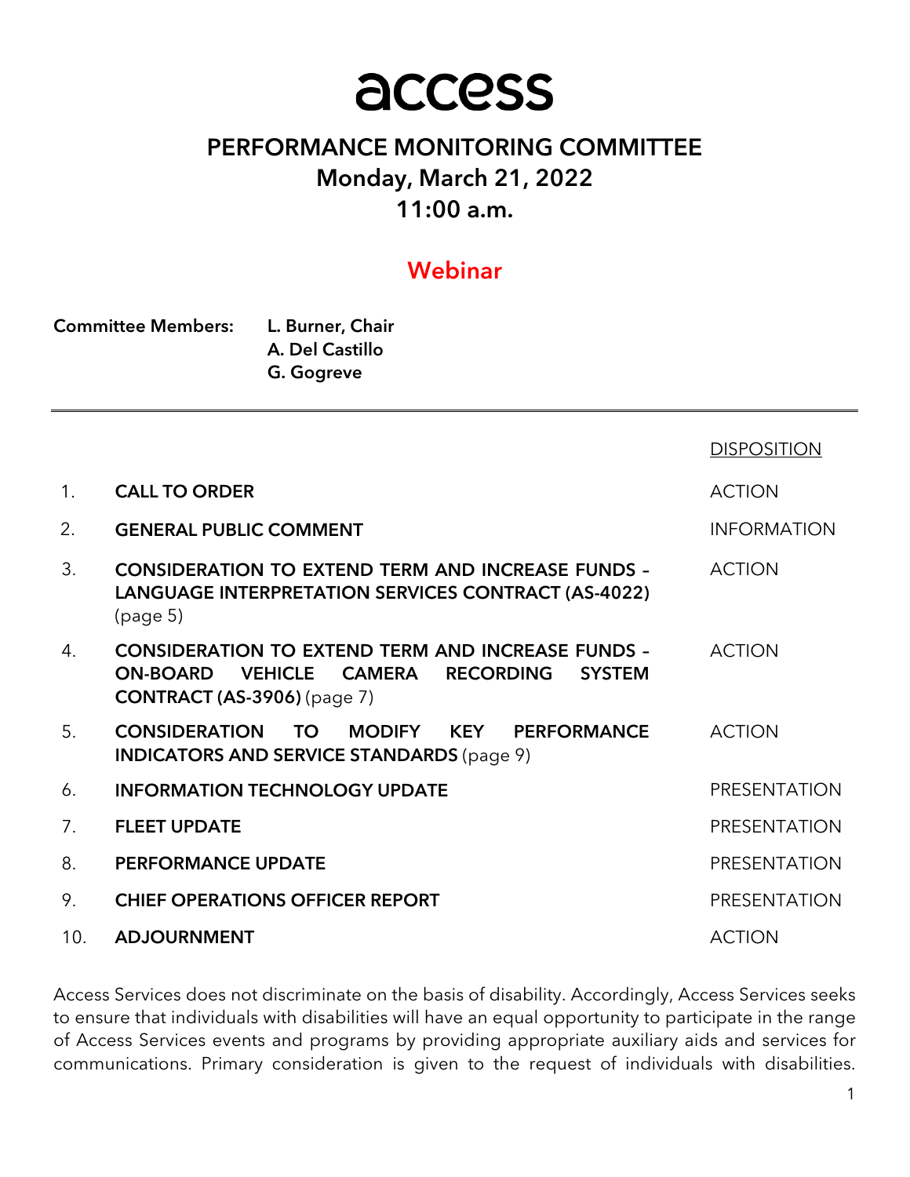# access

## PERFORMANCE MONITORING COMMITTEE

**Monday, March 21, 2022**

**11:00 a.m.**

**Webinar**

**Committee Members:** **L. Burner, Chair**
**A. Del Castillo**
**G. Gogreve**

| | | DISPOSITION |
|---|---|---|
| 1. | **CALL TO ORDER** | ACTION |
| 2. | **GENERAL PUBLIC COMMENT** | INFORMATION |
| 3. | **CONSIDERATION TO EXTEND TERM AND INCREASE FUNDS – LANGUAGE INTERPRETATION SERVICES CONTRACT (AS-4022)** (page 5) | ACTION |
| 4. | **CONSIDERATION TO EXTEND TERM AND INCREASE FUNDS – ON-BOARD VEHICLE CAMERA RECORDING SYSTEM CONTRACT (AS-3906)** (page 7) | ACTION |
| 5. | **CONSIDERATION TO MODIFY KEY PERFORMANCE INDICATORS AND SERVICE STANDARDS** (page 9) | ACTION |
| 6. | **INFORMATION TECHNOLOGY UPDATE** | PRESENTATION |
| 7. | **FLEET UPDATE** | PRESENTATION |
| 8. | **PERFORMANCE UPDATE** | PRESENTATION |
| 9. | **CHIEF OPERATIONS OFFICER REPORT** | PRESENTATION |
| 10. | **ADJOURNMENT** | ACTION |

Access Services does not discriminate on the basis of disability. Accordingly, Access Services seeks to ensure that individuals with disabilities will have an equal opportunity to participate in the range of Access Services events and programs by providing appropriate auxiliary aids and services for communications. Primary consideration is given to the request of individuals with disabilities.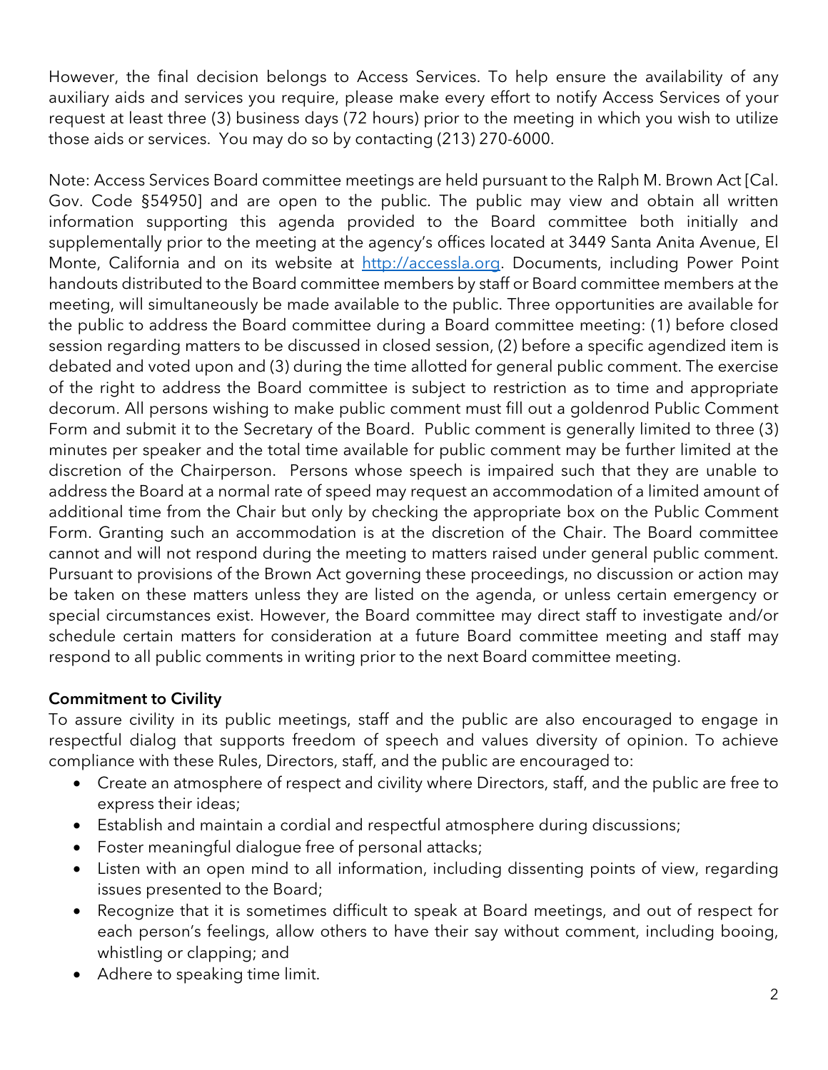However, the final decision belongs to Access Services. To help ensure the availability of any auxiliary aids and services you require, please make every effort to notify Access Services of your request at least three (3) business days (72 hours) prior to the meeting in which you wish to utilize those aids or services. You may do so by contacting (213) 270-6000.

Note: Access Services Board committee meetings are held pursuant to the Ralph M. Brown Act [Cal. Gov. Code §54950] and are open to the public. The public may view and obtain all written information supporting this agenda provided to the Board committee both initially and supplementally prior to the meeting at the agency's offices located at 3449 Santa Anita Avenue, El Monte, California and on its website at [http://accessla.org](http://accessla.org). Documents, including Power Point handouts distributed to the Board committee members by staff or Board committee members at the meeting, will simultaneously be made available to the public. Three opportunities are available for the public to address the Board committee during a Board committee meeting: (1) before closed session regarding matters to be discussed in closed session, (2) before a specific agendized item is debated and voted upon and (3) during the time allotted for general public comment. The exercise of the right to address the Board committee is subject to restriction as to time and appropriate decorum. All persons wishing to make public comment must fill out a goldenrod Public Comment Form and submit it to the Secretary of the Board. Public comment is generally limited to three (3) minutes per speaker and the total time available for public comment may be further limited at the discretion of the Chairperson. Persons whose speech is impaired such that they are unable to address the Board at a normal rate of speed may request an accommodation of a limited amount of additional time from the Chair but only by checking the appropriate box on the Public Comment Form. Granting such an accommodation is at the discretion of the Chair. The Board committee cannot and will not respond during the meeting to matters raised under general public comment. Pursuant to provisions of the Brown Act governing these proceedings, no discussion or action may be taken on these matters unless they are listed on the agenda, or unless certain emergency or special circumstances exist. However, the Board committee may direct staff to investigate and/or schedule certain matters for consideration at a future Board committee meeting and staff may respond to all public comments in writing prior to the next Board committee meeting.

**Commitment to Civility**

To assure civility in its public meetings, staff and the public are also encouraged to engage in respectful dialog that supports freedom of speech and values diversity of opinion. To achieve compliance with these Rules, Directors, staff, and the public are encouraged to:

- Create an atmosphere of respect and civility where Directors, staff, and the public are free to express their ideas;
- Establish and maintain a cordial and respectful atmosphere during discussions;
- Foster meaningful dialogue free of personal attacks;
- Listen with an open mind to all information, including dissenting points of view, regarding issues presented to the Board;
- Recognize that it is sometimes difficult to speak at Board meetings, and out of respect for each person's feelings, allow others to have their say without comment, including booing, whistling or clapping; and
- Adhere to speaking time limit.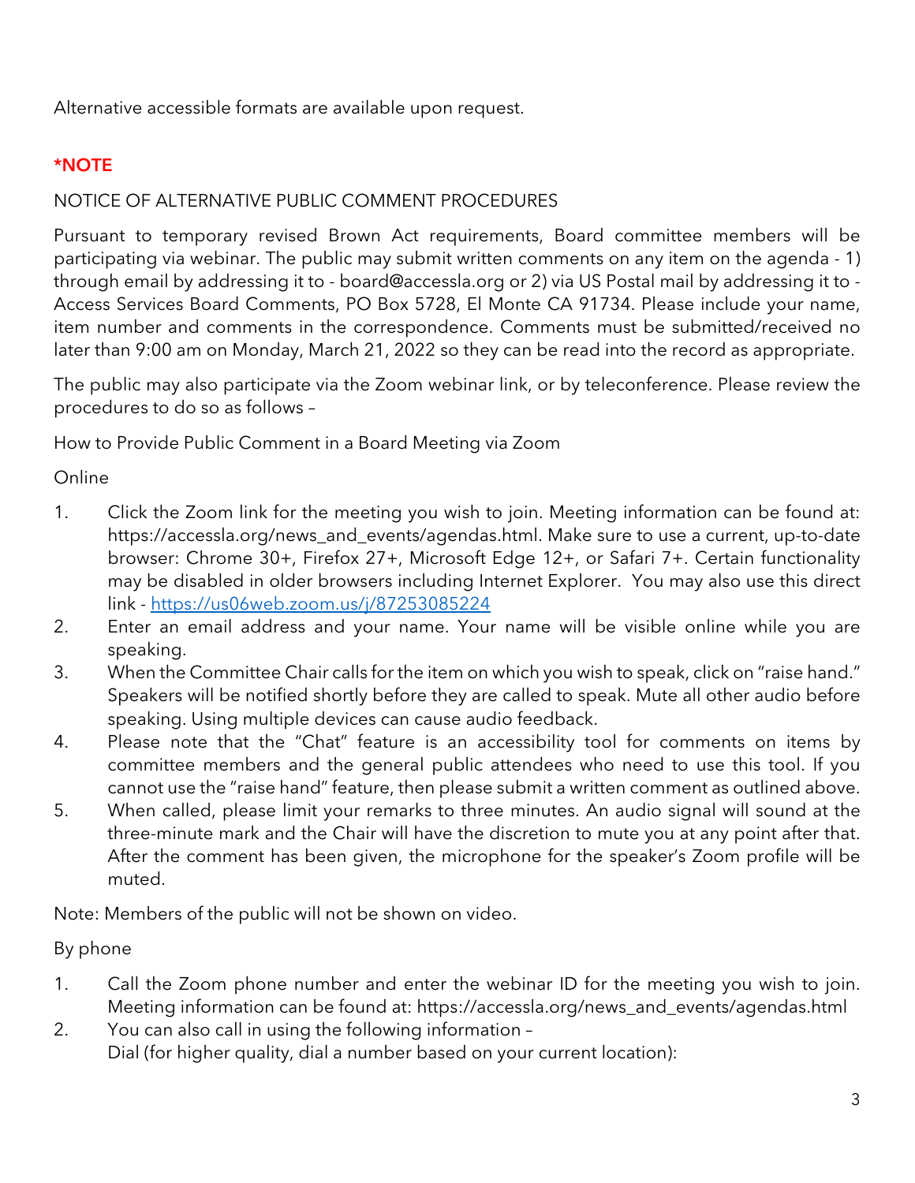Alternative accessible formats are available upon request.

**\*NOTE**

NOTICE OF ALTERNATIVE PUBLIC COMMENT PROCEDURES

Pursuant to temporary revised Brown Act requirements, Board committee members will be participating via webinar. The public may submit written comments on any item on the agenda - 1) through email by addressing it to - board@accessla.org or 2) via US Postal mail by addressing it to - Access Services Board Comments, PO Box 5728, El Monte CA 91734. Please include your name, item number and comments in the correspondence. Comments must be submitted/received no later than 9:00 am on Monday, March 21, 2022 so they can be read into the record as appropriate.

The public may also participate via the Zoom webinar link, or by teleconference. Please review the procedures to do so as follows –

How to Provide Public Comment in a Board Meeting via Zoom

Online

1. Click the Zoom link for the meeting you wish to join. Meeting information can be found at: https://accessla.org/news_and_events/agendas.html. Make sure to use a current, up-to-date browser: Chrome 30+, Firefox 27+, Microsoft Edge 12+, or Safari 7+. Certain functionality may be disabled in older browsers including Internet Explorer. You may also use this direct link - [https://us06web.zoom.us/j/87253085224](https://us06web.zoom.us/j/87253085224)
2. Enter an email address and your name. Your name will be visible online while you are speaking.
3. When the Committee Chair calls for the item on which you wish to speak, click on "raise hand." Speakers will be notified shortly before they are called to speak. Mute all other audio before speaking. Using multiple devices can cause audio feedback.
4. Please note that the "Chat" feature is an accessibility tool for comments on items by committee members and the general public attendees who need to use this tool. If you cannot use the "raise hand" feature, then please submit a written comment as outlined above.
5. When called, please limit your remarks to three minutes. An audio signal will sound at the three-minute mark and the Chair will have the discretion to mute you at any point after that. After the comment has been given, the microphone for the speaker's Zoom profile will be muted.

Note: Members of the public will not be shown on video.

By phone

1. Call the Zoom phone number and enter the webinar ID for the meeting you wish to join. Meeting information can be found at: https://accessla.org/news_and_events/agendas.html
2. You can also call in using the following information –
   Dial (for higher quality, dial a number based on your current location):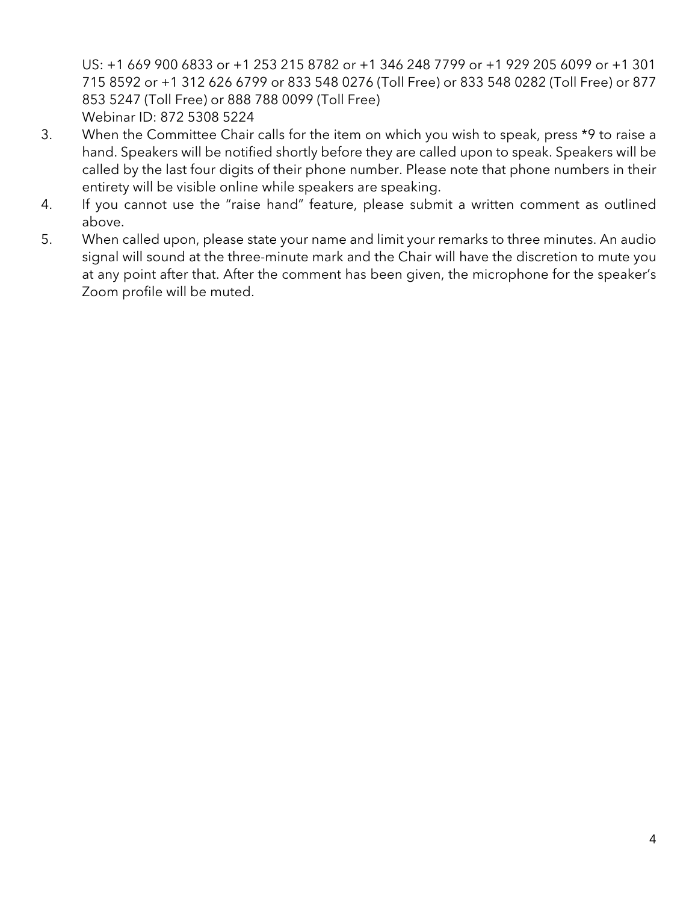US: +1 669 900 6833 or +1 253 215 8782 or +1 346 248 7799 or +1 929 205 6099 or +1 301 715 8592 or +1 312 626 6799 or 833 548 0276 (Toll Free) or 833 548 0282 (Toll Free) or 877 853 5247 (Toll Free) or 888 788 0099 (Toll Free)
Webinar ID: 872 5308 5224

3. When the Committee Chair calls for the item on which you wish to speak, press *9 to raise a hand. Speakers will be notified shortly before they are called upon to speak. Speakers will be called by the last four digits of their phone number. Please note that phone numbers in their entirety will be visible online while speakers are speaking.
4. If you cannot use the "raise hand" feature, please submit a written comment as outlined above.
5. When called upon, please state your name and limit your remarks to three minutes. An audio signal will sound at the three-minute mark and the Chair will have the discretion to mute you at any point after that. After the comment has been given, the microphone for the speaker's Zoom profile will be muted.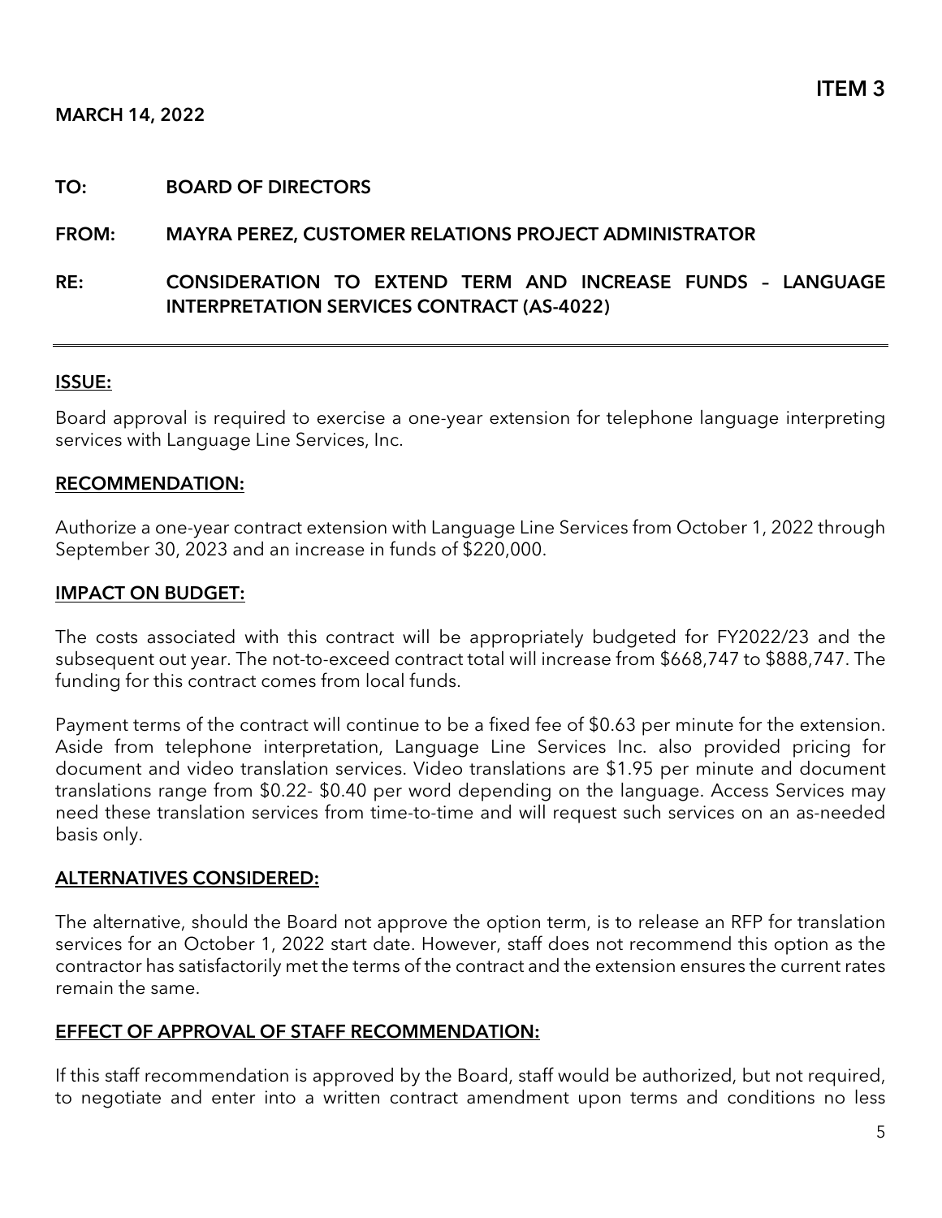**ITEM 3**

**MARCH 14, 2022**

**TO:** BOARD OF DIRECTORS

**FROM:** MAYRA PEREZ, CUSTOMER RELATIONS PROJECT ADMINISTRATOR

**RE:** CONSIDERATION TO EXTEND TERM AND INCREASE FUNDS – LANGUAGE INTERPRETATION SERVICES CONTRACT (AS-4022)

---

## ISSUE:

Board approval is required to exercise a one-year extension for telephone language interpreting services with Language Line Services, Inc.

## RECOMMENDATION:

Authorize a one-year contract extension with Language Line Services from October 1, 2022 through September 30, 2023 and an increase in funds of $220,000.

## IMPACT ON BUDGET:

The costs associated with this contract will be appropriately budgeted for FY2022/23 and the subsequent out year. The not-to-exceed contract total will increase from $668,747 to $888,747. The funding for this contract comes from local funds.

Payment terms of the contract will continue to be a fixed fee of $0.63 per minute for the extension. Aside from telephone interpretation, Language Line Services Inc. also provided pricing for document and video translation services. Video translations are $1.95 per minute and document translations range from $0.22- $0.40 per word depending on the language. Access Services may need these translation services from time-to-time and will request such services on an as-needed basis only.

## ALTERNATIVES CONSIDERED:

The alternative, should the Board not approve the option term, is to release an RFP for translation services for an October 1, 2022 start date. However, staff does not recommend this option as the contractor has satisfactorily met the terms of the contract and the extension ensures the current rates remain the same.

## EFFECT OF APPROVAL OF STAFF RECOMMENDATION:

If this staff recommendation is approved by the Board, staff would be authorized, but not required, to negotiate and enter into a written contract amendment upon terms and conditions no less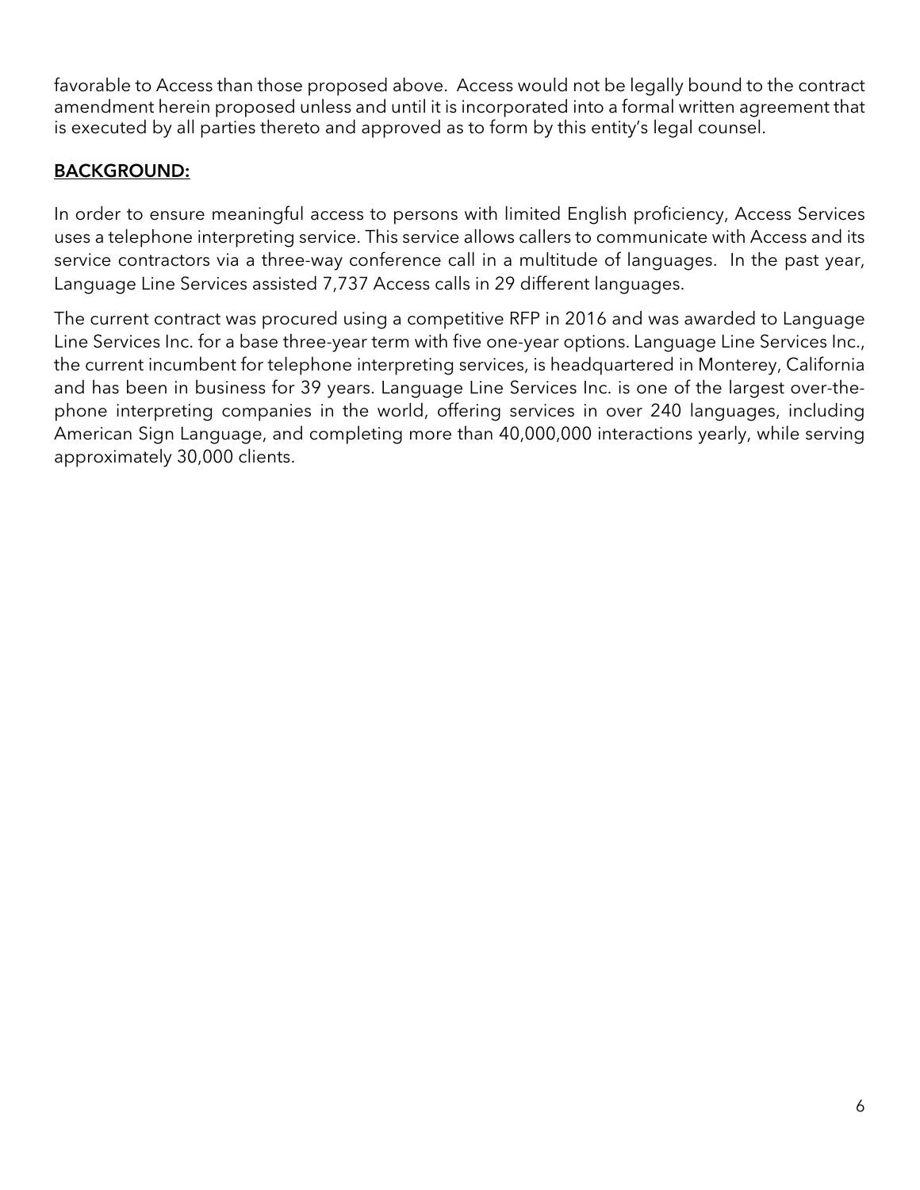favorable to Access than those proposed above. Access would not be legally bound to the contract amendment herein proposed unless and until it is incorporated into a formal written agreement that is executed by all parties thereto and approved as to form by this entity's legal counsel.

## BACKGROUND:

In order to ensure meaningful access to persons with limited English proficiency, Access Services uses a telephone interpreting service. This service allows callers to communicate with Access and its service contractors via a three-way conference call in a multitude of languages. In the past year, Language Line Services assisted 7,737 Access calls in 29 different languages.

The current contract was procured using a competitive RFP in 2016 and was awarded to Language Line Services Inc. for a base three-year term with five one-year options. Language Line Services Inc., the current incumbent for telephone interpreting services, is headquartered in Monterey, California and has been in business for 39 years. Language Line Services Inc. is one of the largest over-the-phone interpreting companies in the world, offering services in over 240 languages, including American Sign Language, and completing more than 40,000,000 interactions yearly, while serving approximately 30,000 clients.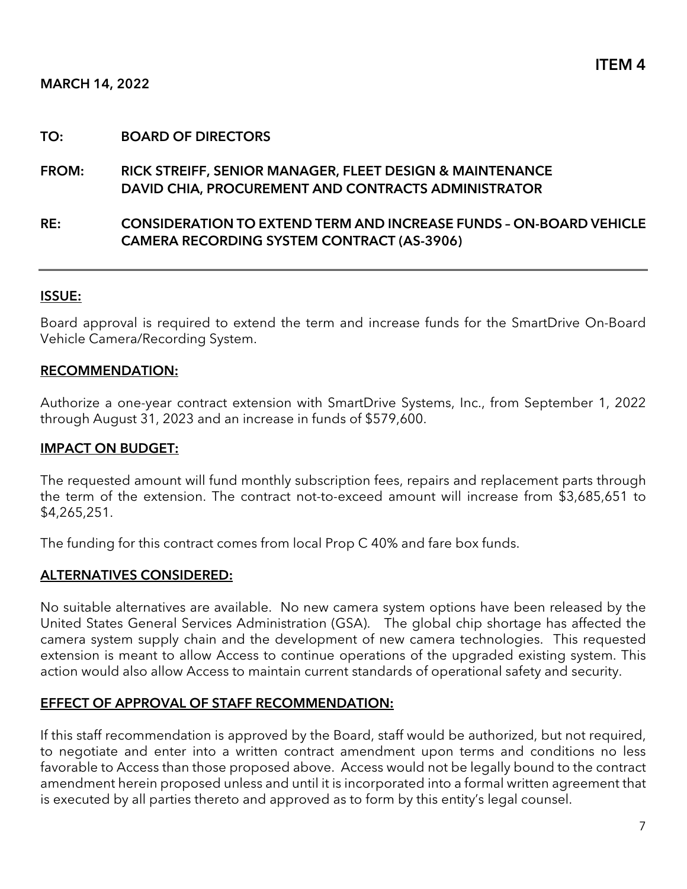**ITEM 4**

**MARCH 14, 2022**

**TO:** **BOARD OF DIRECTORS**

**FROM:** **RICK STREIFF, SENIOR MANAGER, FLEET DESIGN & MAINTENANCE**
**DAVID CHIA, PROCUREMENT AND CONTRACTS ADMINISTRATOR**

**RE:** **CONSIDERATION TO EXTEND TERM AND INCREASE FUNDS – ON-BOARD VEHICLE CAMERA RECORDING SYSTEM CONTRACT (AS-3906)**

---

## ISSUE:

Board approval is required to extend the term and increase funds for the SmartDrive On-Board Vehicle Camera/Recording System.

## RECOMMENDATION:

Authorize a one-year contract extension with SmartDrive Systems, Inc., from September 1, 2022 through August 31, 2023 and an increase in funds of $579,600.

## IMPACT ON BUDGET:

The requested amount will fund monthly subscription fees, repairs and replacement parts through the term of the extension. The contract not-to-exceed amount will increase from $3,685,651 to $4,265,251.

The funding for this contract comes from local Prop C 40% and fare box funds.

## ALTERNATIVES CONSIDERED:

No suitable alternatives are available. No new camera system options have been released by the United States General Services Administration (GSA). The global chip shortage has affected the camera system supply chain and the development of new camera technologies. This requested extension is meant to allow Access to continue operations of the upgraded existing system. This action would also allow Access to maintain current standards of operational safety and security.

## EFFECT OF APPROVAL OF STAFF RECOMMENDATION:

If this staff recommendation is approved by the Board, staff would be authorized, but not required, to negotiate and enter into a written contract amendment upon terms and conditions no less favorable to Access than those proposed above. Access would not be legally bound to the contract amendment herein proposed unless and until it is incorporated into a formal written agreement that is executed by all parties thereto and approved as to form by this entity's legal counsel.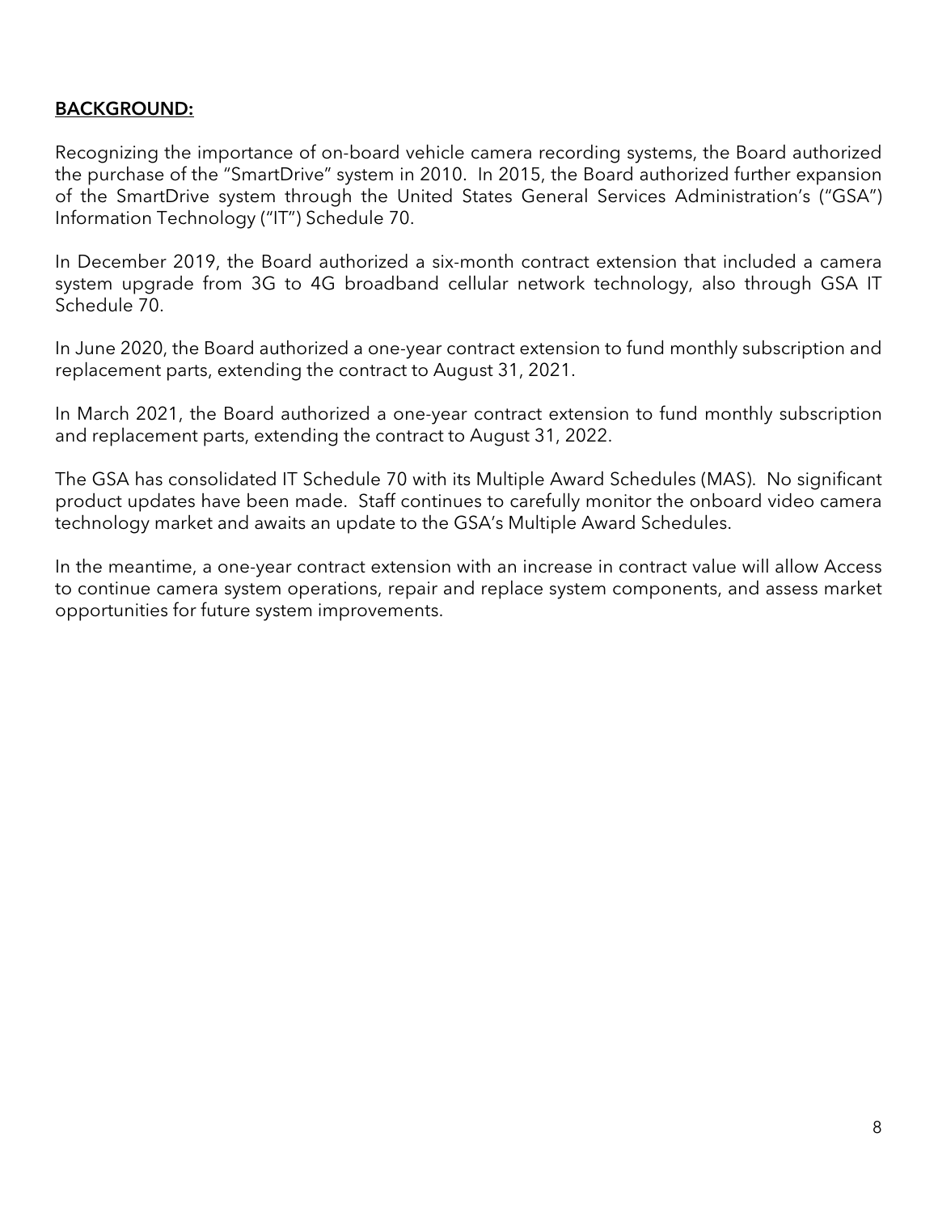**BACKGROUND:**

Recognizing the importance of on-board vehicle camera recording systems, the Board authorized the purchase of the "SmartDrive" system in 2010. In 2015, the Board authorized further expansion of the SmartDrive system through the United States General Services Administration's ("GSA") Information Technology ("IT") Schedule 70.

In December 2019, the Board authorized a six-month contract extension that included a camera system upgrade from 3G to 4G broadband cellular network technology, also through GSA IT Schedule 70.

In June 2020, the Board authorized a one-year contract extension to fund monthly subscription and replacement parts, extending the contract to August 31, 2021.

In March 2021, the Board authorized a one-year contract extension to fund monthly subscription and replacement parts, extending the contract to August 31, 2022.

The GSA has consolidated IT Schedule 70 with its Multiple Award Schedules (MAS). No significant product updates have been made. Staff continues to carefully monitor the onboard video camera technology market and awaits an update to the GSA's Multiple Award Schedules.

In the meantime, a one-year contract extension with an increase in contract value will allow Access to continue camera system operations, repair and replace system components, and assess market opportunities for future system improvements.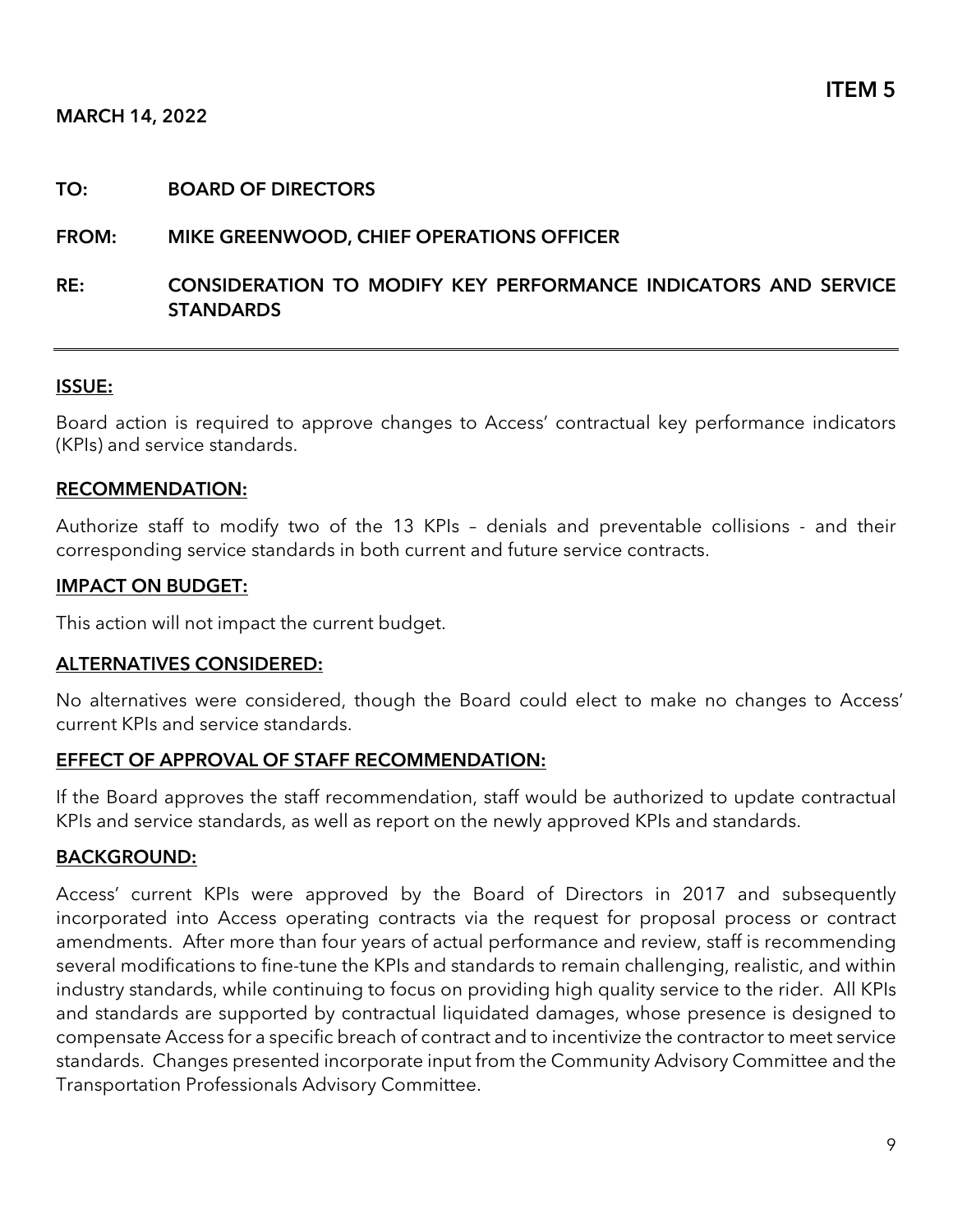**ITEM 5**

**MARCH 14, 2022**

**TO:** BOARD OF DIRECTORS

**FROM:** MIKE GREENWOOD, CHIEF OPERATIONS OFFICER

**RE:** CONSIDERATION TO MODIFY KEY PERFORMANCE INDICATORS AND SERVICE STANDARDS

---

## ISSUE:

Board action is required to approve changes to Access' contractual key performance indicators (KPIs) and service standards.

## RECOMMENDATION:

Authorize staff to modify two of the 13 KPIs – denials and preventable collisions - and their corresponding service standards in both current and future service contracts.

## IMPACT ON BUDGET:

This action will not impact the current budget.

## ALTERNATIVES CONSIDERED:

No alternatives were considered, though the Board could elect to make no changes to Access' current KPIs and service standards.

## EFFECT OF APPROVAL OF STAFF RECOMMENDATION:

If the Board approves the staff recommendation, staff would be authorized to update contractual KPIs and service standards, as well as report on the newly approved KPIs and standards.

## BACKGROUND:

Access' current KPIs were approved by the Board of Directors in 2017 and subsequently incorporated into Access operating contracts via the request for proposal process or contract amendments. After more than four years of actual performance and review, staff is recommending several modifications to fine-tune the KPIs and standards to remain challenging, realistic, and within industry standards, while continuing to focus on providing high quality service to the rider. All KPIs and standards are supported by contractual liquidated damages, whose presence is designed to compensate Access for a specific breach of contract and to incentivize the contractor to meet service standards. Changes presented incorporate input from the Community Advisory Committee and the Transportation Professionals Advisory Committee.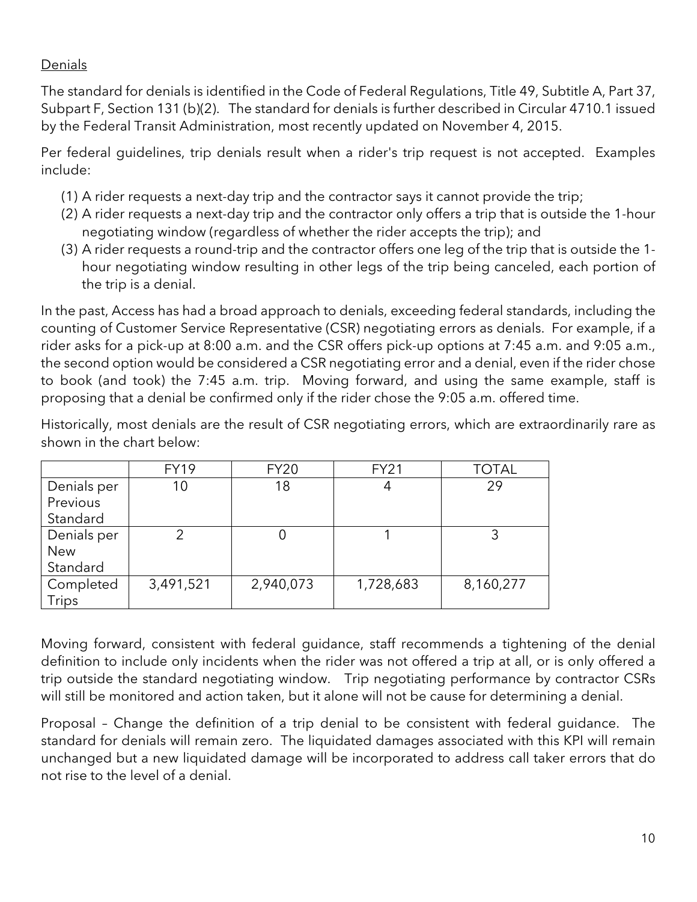## Denials

The standard for denials is identified in the Code of Federal Regulations, Title 49, Subtitle A, Part 37, Subpart F, Section 131 (b)(2). The standard for denials is further described in Circular 4710.1 issued by the Federal Transit Administration, most recently updated on November 4, 2015.

Per federal guidelines, trip denials result when a rider's trip request is not accepted. Examples include:

(1) A rider requests a next-day trip and the contractor says it cannot provide the trip;
(2) A rider requests a next-day trip and the contractor only offers a trip that is outside the 1-hour negotiating window (regardless of whether the rider accepts the trip); and
(3) A rider requests a round-trip and the contractor offers one leg of the trip that is outside the 1-hour negotiating window resulting in other legs of the trip being canceled, each portion of the trip is a denial.

In the past, Access has had a broad approach to denials, exceeding federal standards, including the counting of Customer Service Representative (CSR) negotiating errors as denials. For example, if a rider asks for a pick-up at 8:00 a.m. and the CSR offers pick-up options at 7:45 a.m. and 9:05 a.m., the second option would be considered a CSR negotiating error and a denial, even if the rider chose to book (and took) the 7:45 a.m. trip. Moving forward, and using the same example, staff is proposing that a denial be confirmed only if the rider chose the 9:05 a.m. offered time.

Historically, most denials are the result of CSR negotiating errors, which are extraordinarily rare as shown in the chart below:

| | FY19 | FY20 | FY21 | TOTAL |
|---|---|---|---|---|
| Denials per Previous Standard | 10 | 18 | 4 | 29 |
| Denials per New Standard | 2 | 0 | 1 | 3 |
| Completed Trips | 3,491,521 | 2,940,073 | 1,728,683 | 8,160,277 |

Moving forward, consistent with federal guidance, staff recommends a tightening of the denial definition to include only incidents when the rider was not offered a trip at all, or is only offered a trip outside the standard negotiating window. Trip negotiating performance by contractor CSRs will still be monitored and action taken, but it alone will not be cause for determining a denial.

Proposal – Change the definition of a trip denial to be consistent with federal guidance. The standard for denials will remain zero. The liquidated damages associated with this KPI will remain unchanged but a new liquidated damage will be incorporated to address call taker errors that do not rise to the level of a denial.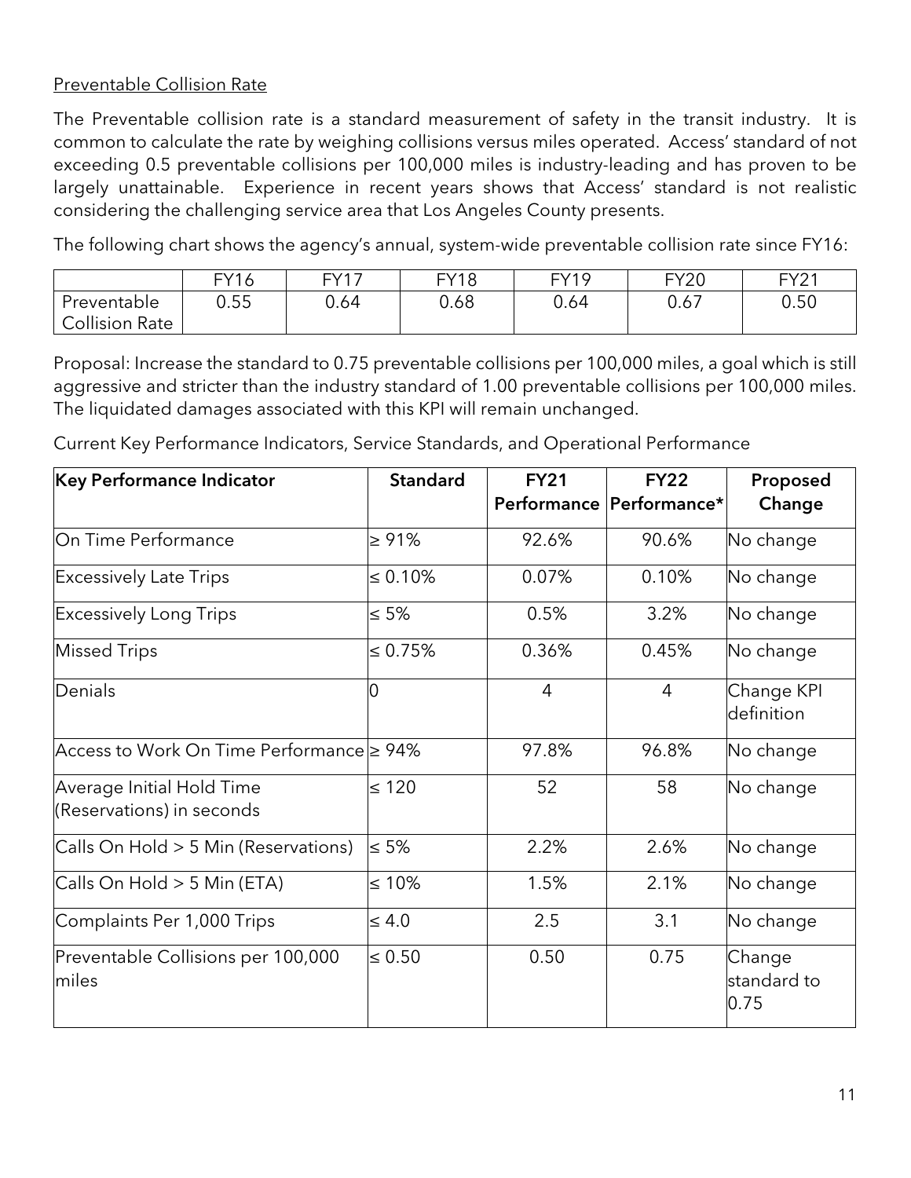Preventable Collision Rate

The Preventable collision rate is a standard measurement of safety in the transit industry. It is common to calculate the rate by weighing collisions versus miles operated. Access' standard of not exceeding 0.5 preventable collisions per 100,000 miles is industry-leading and has proven to be largely unattainable. Experience in recent years shows that Access' standard is not realistic considering the challenging service area that Los Angeles County presents.

The following chart shows the agency's annual, system-wide preventable collision rate since FY16:

| | FY16 | FY17 | FY18 | FY19 | FY20 | FY21 |
|---|---|---|---|---|---|---|
| Preventable Collision Rate | 0.55 | 0.64 | 0.68 | 0.64 | 0.67 | 0.50 |

Proposal: Increase the standard to 0.75 preventable collisions per 100,000 miles, a goal which is still aggressive and stricter than the industry standard of 1.00 preventable collisions per 100,000 miles. The liquidated damages associated with this KPI will remain unchanged.

Current Key Performance Indicators, Service Standards, and Operational Performance

| **Key Performance Indicator** | **Standard** | **FY21 Performance** | **FY22 Performance*** | **Proposed Change** |
|---|---|---|---|---|
| On Time Performance | ≥ 91% | 92.6% | 90.6% | No change |
| Excessively Late Trips | ≤ 0.10% | 0.07% | 0.10% | No change |
| Excessively Long Trips | ≤ 5% | 0.5% | 3.2% | No change |
| Missed Trips | ≤ 0.75% | 0.36% | 0.45% | No change |
| Denials | 0 | 4 | 4 | Change KPI definition |
| Access to Work On Time Performance | ≥ 94% | 97.8% | 96.8% | No change |
| Average Initial Hold Time (Reservations) in seconds | ≤ 120 | 52 | 58 | No change |
| Calls On Hold > 5 Min (Reservations) | ≤ 5% | 2.2% | 2.6% | No change |
| Calls On Hold > 5 Min (ETA) | ≤ 10% | 1.5% | 2.1% | No change |
| Complaints Per 1,000 Trips | ≤ 4.0 | 2.5 | 3.1 | No change |
| Preventable Collisions per 100,000 miles | ≤ 0.50 | 0.50 | 0.75 | Change standard to 0.75 |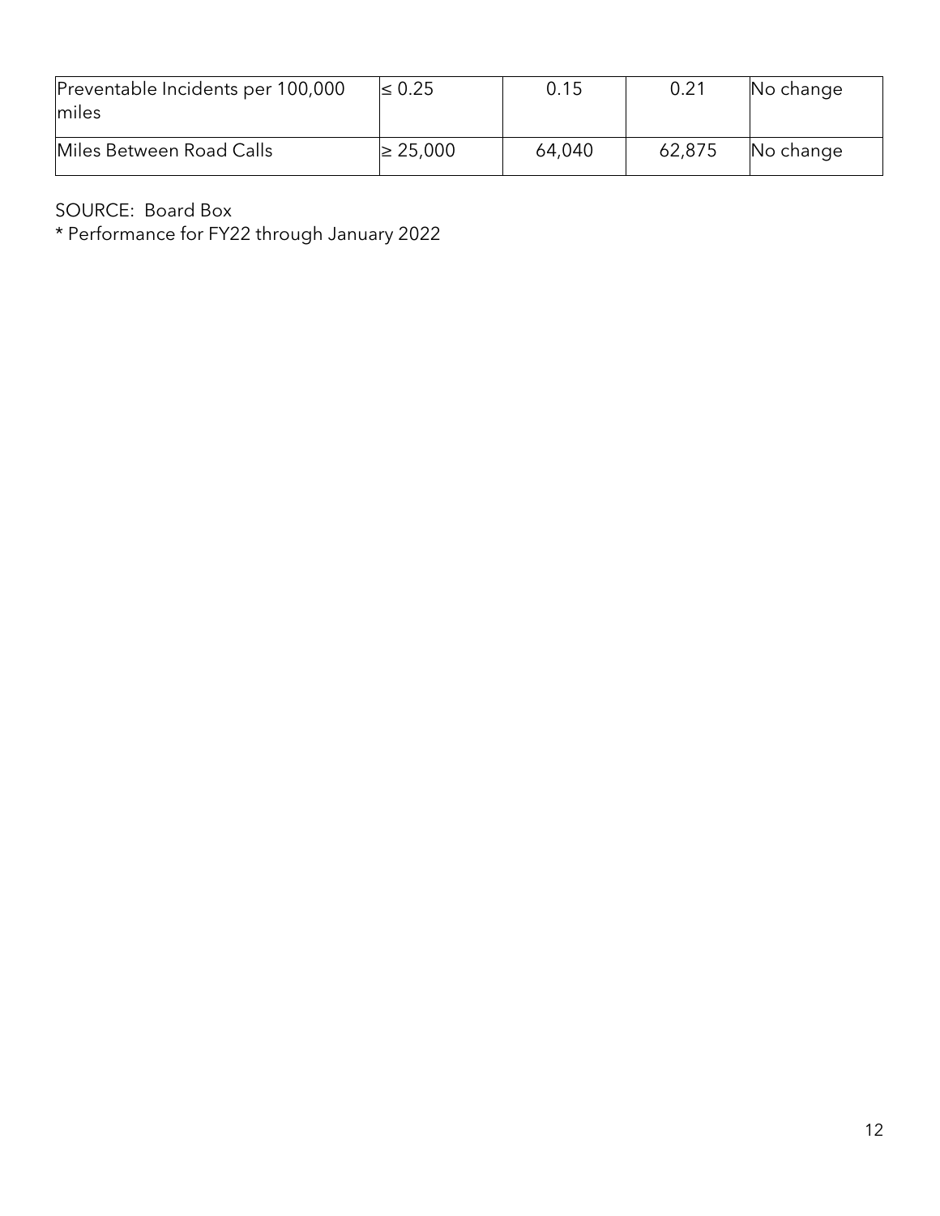| | | | | |
|---|---|---|---|---|
| Preventable Incidents per 100,000 miles | ≤ 0.25 | 0.15 | 0.21 | No change |
| Miles Between Road Calls | ≥ 25,000 | 64,040 | 62,875 | No change |

SOURCE: Board Box

* Performance for FY22 through January 2022